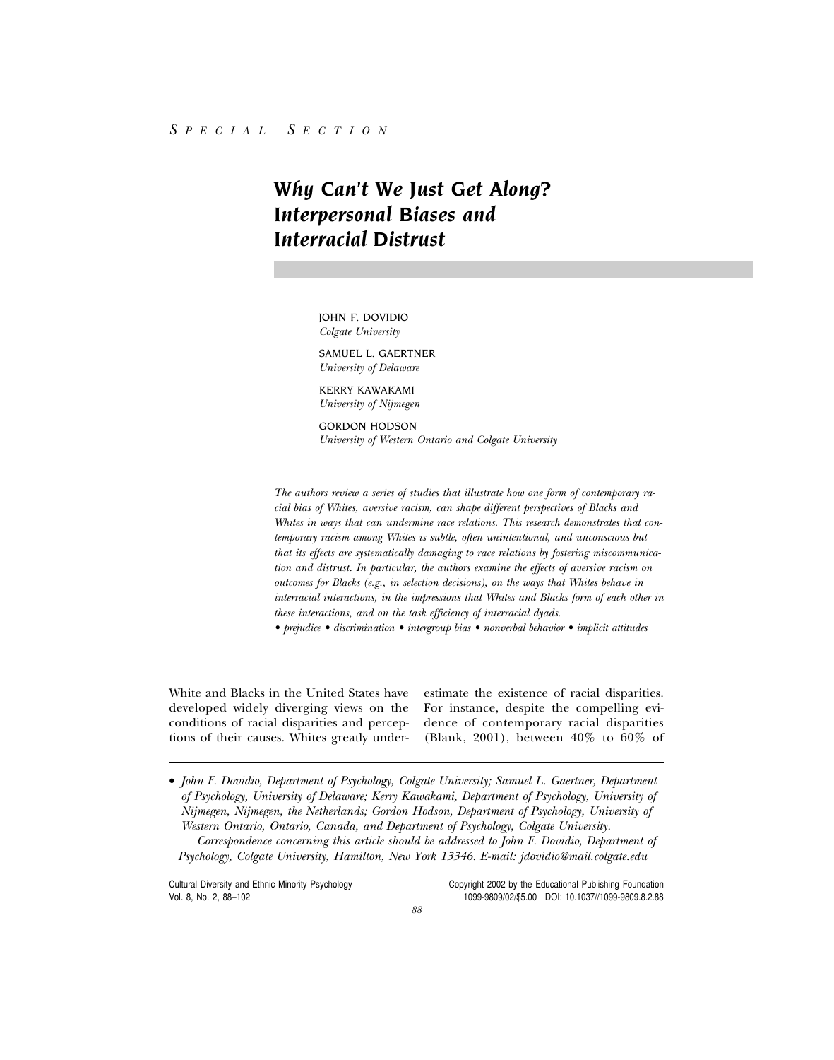*Special Section*

# Why Can't We Just Get Along? Interpersonal Biases and Interracial Distrust

JOHN F. DOVIDIO
*Colgate University*

SAMUEL L. GAERTNER
*University of Delaware*

KERRY KAWAKAMI
*University of Nijmegen*

GORDON HODSON
*University of Western Ontario and Colgate University*

*The authors review a series of studies that illustrate how one form of contemporary racial bias of Whites, aversive racism, can shape different perspectives of Blacks and Whites in ways that can undermine race relations. This research demonstrates that contemporary racism among Whites is subtle, often unintentional, and unconscious but that its effects are systematically damaging to race relations by fostering miscommunication and distrust. In particular, the authors examine the effects of aversive racism on outcomes for Blacks (e.g., in selection decisions), on the ways that Whites behave in interracial interactions, in the impressions that Whites and Blacks form of each other in these interactions, and on the task efficiency of interracial dyads.*

*• prejudice • discrimination • intergroup bias • nonverbal behavior • implicit attitudes*

White and Blacks in the United States have developed widely diverging views on the conditions of racial disparities and perceptions of their causes. Whites greatly underestimate the existence of racial disparities. For instance, despite the compelling evidence of contemporary racial disparities (Blank, 2001), between 40% to 60% of

---

*• John F. Dovidio, Department of Psychology, Colgate University; Samuel L. Gaertner, Department of Psychology, University of Delaware; Kerry Kawakami, Department of Psychology, University of Nijmegen, Nijmegen, the Netherlands; Gordon Hodson, Department of Psychology, University of Western Ontario, Ontario, Canada, and Department of Psychology, Colgate University.*

*Correspondence concerning this article should be addressed to John F. Dovidio, Department of Psychology, Colgate University, Hamilton, New York 13346. E-mail: jdovidio@mail.colgate.edu*

Copyright 2002 by the Educational Publishing Foundation
1099-9809/02/$5.00 DOI: 10.1037//1099-9809.8.2.88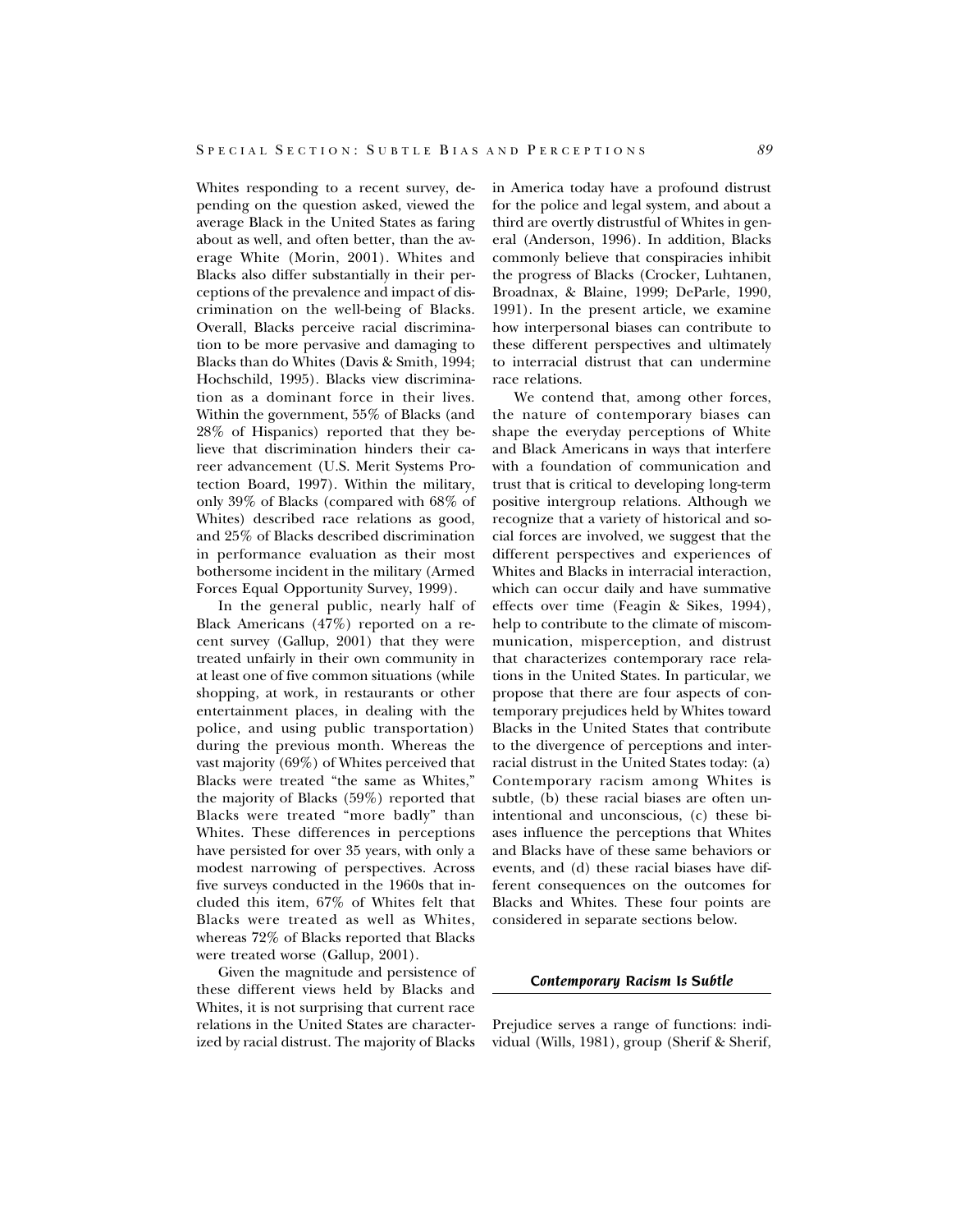Whites responding to a recent survey, depending on the question asked, viewed the average Black in the United States as faring about as well, and often better, than the average White (Morin, 2001). Whites and Blacks also differ substantially in their perceptions of the prevalence and impact of discrimination on the well-being of Blacks. Overall, Blacks perceive racial discrimination to be more pervasive and damaging to Blacks than do Whites (Davis & Smith, 1994; Hochschild, 1995). Blacks view discrimination as a dominant force in their lives. Within the government, 55% of Blacks (and 28% of Hispanics) reported that they believe that discrimination hinders their career advancement (U.S. Merit Systems Protection Board, 1997). Within the military, only 39% of Blacks (compared with 68% of Whites) described race relations as good, and 25% of Blacks described discrimination in performance evaluation as their most bothersome incident in the military (Armed Forces Equal Opportunity Survey, 1999).

In the general public, nearly half of Black Americans (47%) reported on a recent survey (Gallup, 2001) that they were treated unfairly in their own community in at least one of five common situations (while shopping, at work, in restaurants or other entertainment places, in dealing with the police, and using public transportation) during the previous month. Whereas the vast majority (69%) of Whites perceived that Blacks were treated "the same as Whites," the majority of Blacks (59%) reported that Blacks were treated "more badly" than Whites. These differences in perceptions have persisted for over 35 years, with only a modest narrowing of perspectives. Across five surveys conducted in the 1960s that included this item, 67% of Whites felt that Blacks were treated as well as Whites, whereas 72% of Blacks reported that Blacks were treated worse (Gallup, 2001).

Given the magnitude and persistence of these different views held by Blacks and Whites, it is not surprising that current race relations in the United States are characterized by racial distrust. The majority of Blacks in America today have a profound distrust for the police and legal system, and about a third are overtly distrustful of Whites in general (Anderson, 1996). In addition, Blacks commonly believe that conspiracies inhibit the progress of Blacks (Crocker, Luhtanen, Broadnax, & Blaine, 1999; DeParle, 1990, 1991). In the present article, we examine how interpersonal biases can contribute to these different perspectives and ultimately to interracial distrust that can undermine race relations.

We contend that, among other forces, the nature of contemporary biases can shape the everyday perceptions of White and Black Americans in ways that interfere with a foundation of communication and trust that is critical to developing long-term positive intergroup relations. Although we recognize that a variety of historical and social forces are involved, we suggest that the different perspectives and experiences of Whites and Blacks in interracial interaction, which can occur daily and have summative effects over time (Feagin & Sikes, 1994), help to contribute to the climate of miscommunication, misperception, and distrust that characterizes contemporary race relations in the United States. In particular, we propose that there are four aspects of contemporary prejudices held by Whites toward Blacks in the United States that contribute to the divergence of perceptions and interracial distrust in the United States today: (a) Contemporary racism among Whites is subtle, (b) these racial biases are often unintentional and unconscious, (c) these biases influence the perceptions that Whites and Blacks have of these same behaviors or events, and (d) these racial biases have different consequences on the outcomes for Blacks and Whites. These four points are considered in separate sections below.

## *Contemporary Racism Is Subtle*

Prejudice serves a range of functions: individual (Wills, 1981), group (Sherif & Sherif,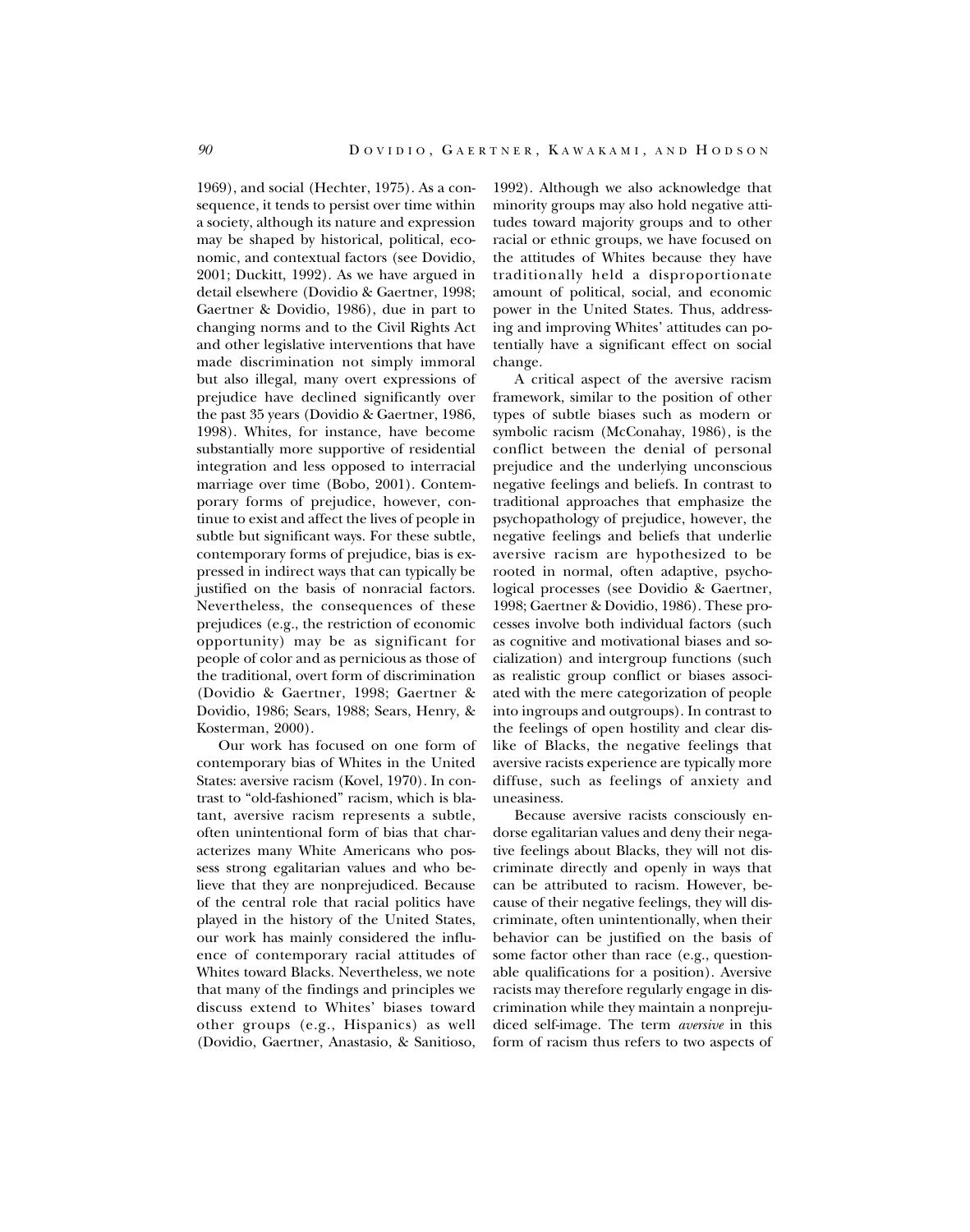1969), and social (Hechter, 1975). As a consequence, it tends to persist over time within a society, although its nature and expression may be shaped by historical, political, economic, and contextual factors (see Dovidio, 2001; Duckitt, 1992). As we have argued in detail elsewhere (Dovidio & Gaertner, 1998; Gaertner & Dovidio, 1986), due in part to changing norms and to the Civil Rights Act and other legislative interventions that have made discrimination not simply immoral but also illegal, many overt expressions of prejudice have declined significantly over the past 35 years (Dovidio & Gaertner, 1986, 1998). Whites, for instance, have become substantially more supportive of residential integration and less opposed to interracial marriage over time (Bobo, 2001). Contemporary forms of prejudice, however, continue to exist and affect the lives of people in subtle but significant ways. For these subtle, contemporary forms of prejudice, bias is expressed in indirect ways that can typically be justified on the basis of nonracial factors. Nevertheless, the consequences of these prejudices (e.g., the restriction of economic opportunity) may be as significant for people of color and as pernicious as those of the traditional, overt form of discrimination (Dovidio & Gaertner, 1998; Gaertner & Dovidio, 1986; Sears, 1988; Sears, Henry, & Kosterman, 2000).

Our work has focused on one form of contemporary bias of Whites in the United States: aversive racism (Kovel, 1970). In contrast to "old-fashioned" racism, which is blatant, aversive racism represents a subtle, often unintentional form of bias that characterizes many White Americans who possess strong egalitarian values and who believe that they are nonprejudiced. Because of the central role that racial politics have played in the history of the United States, our work has mainly considered the influence of contemporary racial attitudes of Whites toward Blacks. Nevertheless, we note that many of the findings and principles we discuss extend to Whites' biases toward other groups (e.g., Hispanics) as well (Dovidio, Gaertner, Anastasio, & Sanitioso, 1992). Although we also acknowledge that minority groups may also hold negative attitudes toward majority groups and to other racial or ethnic groups, we have focused on the attitudes of Whites because they have traditionally held a disproportionate amount of political, social, and economic power in the United States. Thus, addressing and improving Whites' attitudes can potentially have a significant effect on social change.

A critical aspect of the aversive racism framework, similar to the position of other types of subtle biases such as modern or symbolic racism (McConahay, 1986), is the conflict between the denial of personal prejudice and the underlying unconscious negative feelings and beliefs. In contrast to traditional approaches that emphasize the psychopathology of prejudice, however, the negative feelings and beliefs that underlie aversive racism are hypothesized to be rooted in normal, often adaptive, psychological processes (see Dovidio & Gaertner, 1998; Gaertner & Dovidio, 1986). These processes involve both individual factors (such as cognitive and motivational biases and socialization) and intergroup functions (such as realistic group conflict or biases associated with the mere categorization of people into ingroups and outgroups). In contrast to the feelings of open hostility and clear dislike of Blacks, the negative feelings that aversive racists experience are typically more diffuse, such as feelings of anxiety and uneasiness.

Because aversive racists consciously endorse egalitarian values and deny their negative feelings about Blacks, they will not discriminate directly and openly in ways that can be attributed to racism. However, because of their negative feelings, they will discriminate, often unintentionally, when their behavior can be justified on the basis of some factor other than race (e.g., questionable qualifications for a position). Aversive racists may therefore regularly engage in discrimination while they maintain a nonprejudiced self-image. The term *aversive* in this form of racism thus refers to two aspects of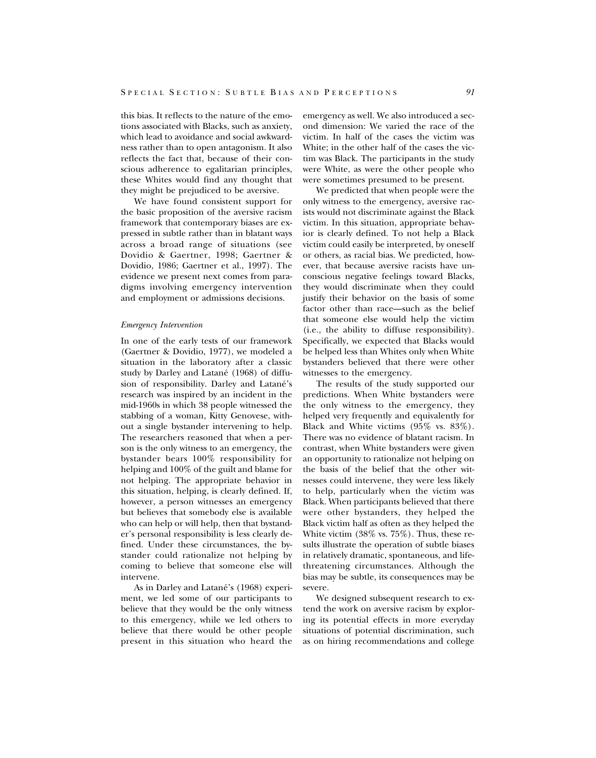this bias. It reflects to the nature of the emotions associated with Blacks, such as anxiety, which lead to avoidance and social awkwardness rather than to open antagonism. It also reflects the fact that, because of their conscious adherence to egalitarian principles, these Whites would find any thought that they might be prejudiced to be aversive.

We have found consistent support for the basic proposition of the aversive racism framework that contemporary biases are expressed in subtle rather than in blatant ways across a broad range of situations (see Dovidio & Gaertner, 1998; Gaertner & Dovidio, 1986; Gaertner et al., 1997). The evidence we present next comes from paradigms involving emergency intervention and employment or admissions decisions.

### *Emergency Intervention*

In one of the early tests of our framework (Gaertner & Dovidio, 1977), we modeled a situation in the laboratory after a classic study by Darley and Latané (1968) of diffusion of responsibility. Darley and Latané's research was inspired by an incident in the mid-1960s in which 38 people witnessed the stabbing of a woman, Kitty Genovese, without a single bystander intervening to help. The researchers reasoned that when a person is the only witness to an emergency, the bystander bears 100% responsibility for helping and 100% of the guilt and blame for not helping. The appropriate behavior in this situation, helping, is clearly defined. If, however, a person witnesses an emergency but believes that somebody else is available who can help or will help, then that bystander's personal responsibility is less clearly defined. Under these circumstances, the bystander could rationalize not helping by coming to believe that someone else will intervene.

As in Darley and Latané's (1968) experiment, we led some of our participants to believe that they would be the only witness to this emergency, while we led others to believe that there would be other people present in this situation who heard the emergency as well. We also introduced a second dimension: We varied the race of the victim. In half of the cases the victim was White; in the other half of the cases the victim was Black. The participants in the study were White, as were the other people who were sometimes presumed to be present.

We predicted that when people were the only witness to the emergency, aversive racists would not discriminate against the Black victim. In this situation, appropriate behavior is clearly defined. To not help a Black victim could easily be interpreted, by oneself or others, as racial bias. We predicted, however, that because aversive racists have unconscious negative feelings toward Blacks, they would discriminate when they could justify their behavior on the basis of some factor other than race—such as the belief that someone else would help the victim (i.e., the ability to diffuse responsibility). Specifically, we expected that Blacks would be helped less than Whites only when White bystanders believed that there were other witnesses to the emergency.

The results of the study supported our predictions. When White bystanders were the only witness to the emergency, they helped very frequently and equivalently for Black and White victims (95% vs. 83%). There was no evidence of blatant racism. In contrast, when White bystanders were given an opportunity to rationalize not helping on the basis of the belief that the other witnesses could intervene, they were less likely to help, particularly when the victim was Black. When participants believed that there were other bystanders, they helped the Black victim half as often as they helped the White victim (38% vs. 75%). Thus, these results illustrate the operation of subtle biases in relatively dramatic, spontaneous, and life-threatening circumstances. Although the bias may be subtle, its consequences may be severe.

We designed subsequent research to extend the work on aversive racism by exploring its potential effects in more everyday situations of potential discrimination, such as on hiring recommendations and college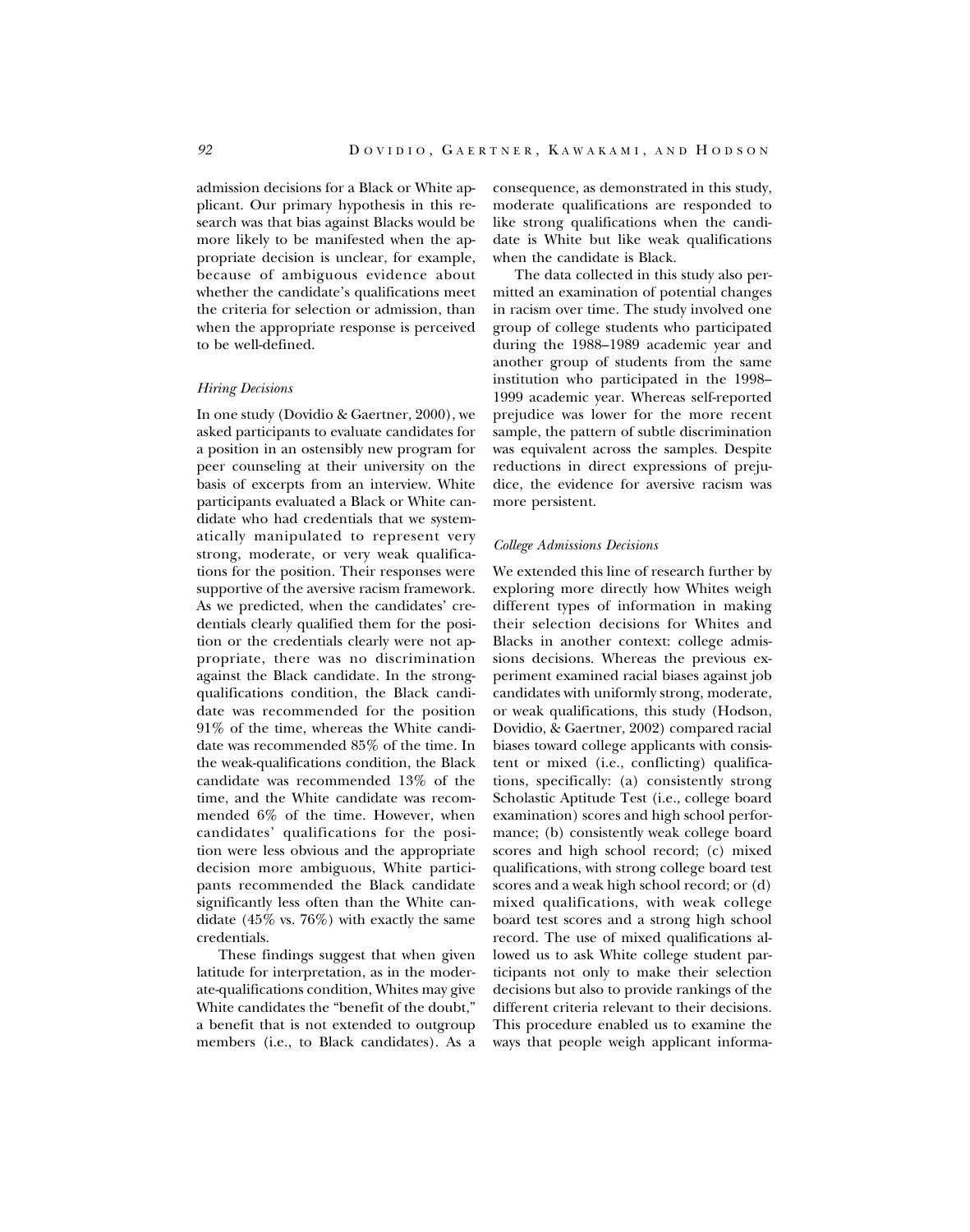admission decisions for a Black or White applicant. Our primary hypothesis in this research was that bias against Blacks would be more likely to be manifested when the appropriate decision is unclear, for example, because of ambiguous evidence about whether the candidate's qualifications meet the criteria for selection or admission, than when the appropriate response is perceived to be well-defined.

### *Hiring Decisions*

In one study (Dovidio & Gaertner, 2000), we asked participants to evaluate candidates for a position in an ostensibly new program for peer counseling at their university on the basis of excerpts from an interview. White participants evaluated a Black or White candidate who had credentials that we systematically manipulated to represent very strong, moderate, or very weak qualifications for the position. Their responses were supportive of the aversive racism framework. As we predicted, when the candidates' credentials clearly qualified them for the position or the credentials clearly were not appropriate, there was no discrimination against the Black candidate. In the strong-qualifications condition, the Black candidate was recommended for the position 91% of the time, whereas the White candidate was recommended 85% of the time. In the weak-qualifications condition, the Black candidate was recommended 13% of the time, and the White candidate was recommended 6% of the time. However, when candidates' qualifications for the position were less obvious and the appropriate decision more ambiguous, White participants recommended the Black candidate significantly less often than the White candidate (45% vs. 76%) with exactly the same credentials.

These findings suggest that when given latitude for interpretation, as in the moderate-qualifications condition, Whites may give White candidates the "benefit of the doubt," a benefit that is not extended to outgroup members (i.e., to Black candidates). As a consequence, as demonstrated in this study, moderate qualifications are responded to like strong qualifications when the candidate is White but like weak qualifications when the candidate is Black.

The data collected in this study also permitted an examination of potential changes in racism over time. The study involved one group of college students who participated during the 1988–1989 academic year and another group of students from the same institution who participated in the 1998–1999 academic year. Whereas self-reported prejudice was lower for the more recent sample, the pattern of subtle discrimination was equivalent across the samples. Despite reductions in direct expressions of prejudice, the evidence for aversive racism was more persistent.

### *College Admissions Decisions*

We extended this line of research further by exploring more directly how Whites weigh different types of information in making their selection decisions for Whites and Blacks in another context: college admissions decisions. Whereas the previous experiment examined racial biases against job candidates with uniformly strong, moderate, or weak qualifications, this study (Hodson, Dovidio, & Gaertner, 2002) compared racial biases toward college applicants with consistent or mixed (i.e., conflicting) qualifications, specifically: (a) consistently strong Scholastic Aptitude Test (i.e., college board examination) scores and high school performance; (b) consistently weak college board scores and high school record; (c) mixed qualifications, with strong college board test scores and a weak high school record; or (d) mixed qualifications, with weak college board test scores and a strong high school record. The use of mixed qualifications allowed us to ask White college student participants not only to make their selection decisions but also to provide rankings of the different criteria relevant to their decisions. This procedure enabled us to examine the ways that people weigh applicant informa-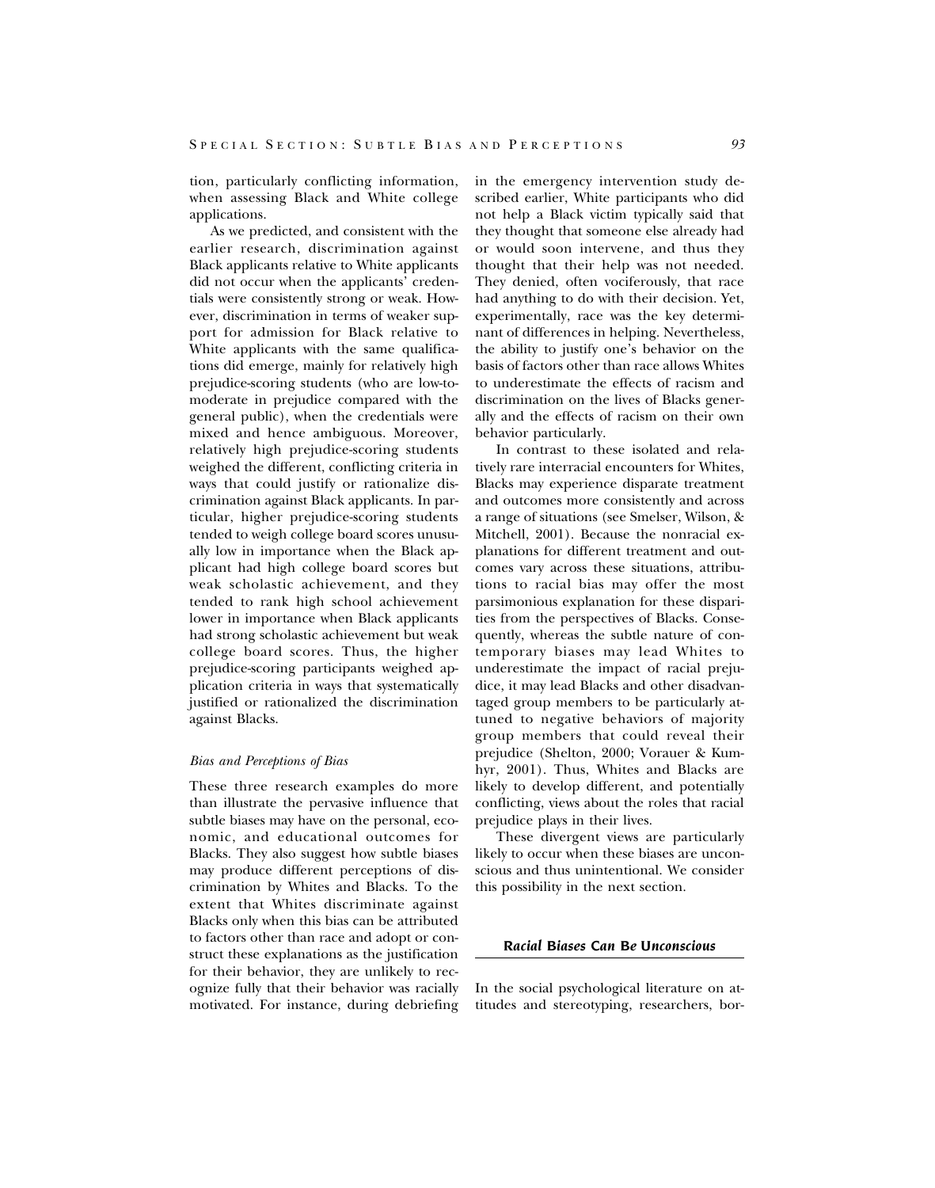tion, particularly conflicting information, when assessing Black and White college applications.

As we predicted, and consistent with the earlier research, discrimination against Black applicants relative to White applicants did not occur when the applicants' credentials were consistently strong or weak. However, discrimination in terms of weaker support for admission for Black relative to White applicants with the same qualifications did emerge, mainly for relatively high prejudice-scoring students (who are low-to-moderate in prejudice compared with the general public), when the credentials were mixed and hence ambiguous. Moreover, relatively high prejudice-scoring students weighed the different, conflicting criteria in ways that could justify or rationalize discrimination against Black applicants. In particular, higher prejudice-scoring students tended to weigh college board scores unusually low in importance when the Black applicant had high college board scores but weak scholastic achievement, and they tended to rank high school achievement lower in importance when Black applicants had strong scholastic achievement but weak college board scores. Thus, the higher prejudice-scoring participants weighed application criteria in ways that systematically justified or rationalized the discrimination against Blacks.

### *Bias and Perceptions of Bias*

These three research examples do more than illustrate the pervasive influence that subtle biases may have on the personal, economic, and educational outcomes for Blacks. They also suggest how subtle biases may produce different perceptions of discrimination by Whites and Blacks. To the extent that Whites discriminate against Blacks only when this bias can be attributed to factors other than race and adopt or construct these explanations as the justification for their behavior, they are unlikely to recognize fully that their behavior was racially motivated. For instance, during debriefing in the emergency intervention study described earlier, White participants who did not help a Black victim typically said that they thought that someone else already had or would soon intervene, and thus they thought that their help was not needed. They denied, often vociferously, that race had anything to do with their decision. Yet, experimentally, race was the key determinant of differences in helping. Nevertheless, the ability to justify one's behavior on the basis of factors other than race allows Whites to underestimate the effects of racism and discrimination on the lives of Blacks generally and the effects of racism on their own behavior particularly.

In contrast to these isolated and relatively rare interracial encounters for Whites, Blacks may experience disparate treatment and outcomes more consistently and across a range of situations (see Smelser, Wilson, & Mitchell, 2001). Because the nonracial explanations for different treatment and outcomes vary across these situations, attributions to racial bias may offer the most parsimonious explanation for these disparities from the perspectives of Blacks. Consequently, whereas the subtle nature of contemporary biases may lead Whites to underestimate the impact of racial prejudice, it may lead Blacks and other disadvantaged group members to be particularly attuned to negative behaviors of majority group members that could reveal their prejudice (Shelton, 2000; Vorauer & Kumhyr, 2001). Thus, Whites and Blacks are likely to develop different, and potentially conflicting, views about the roles that racial prejudice plays in their lives.

These divergent views are particularly likely to occur when these biases are unconscious and thus unintentional. We consider this possibility in the next section.

## *Racial Biases Can Be Unconscious*

In the social psychological literature on attitudes and stereotyping, researchers, bor-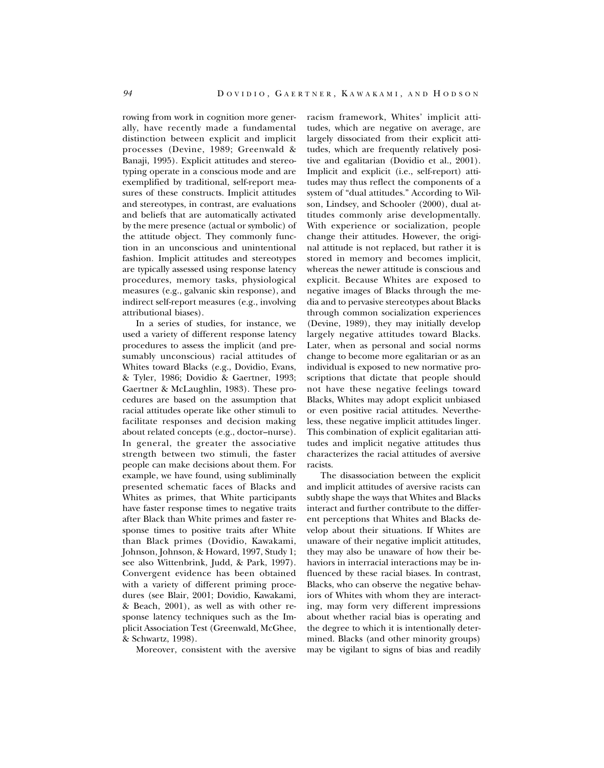rowing from work in cognition more generally, have recently made a fundamental distinction between explicit and implicit processes (Devine, 1989; Greenwald & Banaji, 1995). Explicit attitudes and stereotyping operate in a conscious mode and are exemplified by traditional, self-report measures of these constructs. Implicit attitudes and stereotypes, in contrast, are evaluations and beliefs that are automatically activated by the mere presence (actual or symbolic) of the attitude object. They commonly function in an unconscious and unintentional fashion. Implicit attitudes and stereotypes are typically assessed using response latency procedures, memory tasks, physiological measures (e.g., galvanic skin response), and indirect self-report measures (e.g., involving attributional biases).

In a series of studies, for instance, we used a variety of different response latency procedures to assess the implicit (and presumably unconscious) racial attitudes of Whites toward Blacks (e.g., Dovidio, Evans, & Tyler, 1986; Dovidio & Gaertner, 1993; Gaertner & McLaughlin, 1983). These procedures are based on the assumption that racial attitudes operate like other stimuli to facilitate responses and decision making about related concepts (e.g., doctor–nurse). In general, the greater the associative strength between two stimuli, the faster people can make decisions about them. For example, we have found, using subliminally presented schematic faces of Blacks and Whites as primes, that White participants have faster response times to negative traits after Black than White primes and faster response times to positive traits after White than Black primes (Dovidio, Kawakami, Johnson, Johnson, & Howard, 1997, Study 1; see also Wittenbrink, Judd, & Park, 1997). Convergent evidence has been obtained with a variety of different priming procedures (see Blair, 2001; Dovidio, Kawakami, & Beach, 2001), as well as with other response latency techniques such as the Implicit Association Test (Greenwald, McGhee, & Schwartz, 1998).

Moreover, consistent with the aversive racism framework, Whites' implicit attitudes, which are negative on average, are largely dissociated from their explicit attitudes, which are frequently relatively positive and egalitarian (Dovidio et al., 2001). Implicit and explicit (i.e., self-report) attitudes may thus reflect the components of a system of "dual attitudes." According to Wilson, Lindsey, and Schooler (2000), dual attitudes commonly arise developmentally. With experience or socialization, people change their attitudes. However, the original attitude is not replaced, but rather it is stored in memory and becomes implicit, whereas the newer attitude is conscious and explicit. Because Whites are exposed to negative images of Blacks through the media and to pervasive stereotypes about Blacks through common socialization experiences (Devine, 1989), they may initially develop largely negative attitudes toward Blacks. Later, when as personal and social norms change to become more egalitarian or as an individual is exposed to new normative prescriptions that dictate that people should not have these negative feelings toward Blacks, Whites may adopt explicit unbiased or even positive racial attitudes. Nevertheless, these negative implicit attitudes linger. This combination of explicit egalitarian attitudes and implicit negative attitudes thus characterizes the racial attitudes of aversive racists.

The disassociation between the explicit and implicit attitudes of aversive racists can subtly shape the ways that Whites and Blacks interact and further contribute to the different perceptions that Whites and Blacks develop about their situations. If Whites are unaware of their negative implicit attitudes, they may also be unaware of how their behaviors in interracial interactions may be influenced by these racial biases. In contrast, Blacks, who can observe the negative behaviors of Whites with whom they are interacting, may form very different impressions about whether racial bias is operating and the degree to which it is intentionally determined. Blacks (and other minority groups) may be vigilant to signs of bias and readily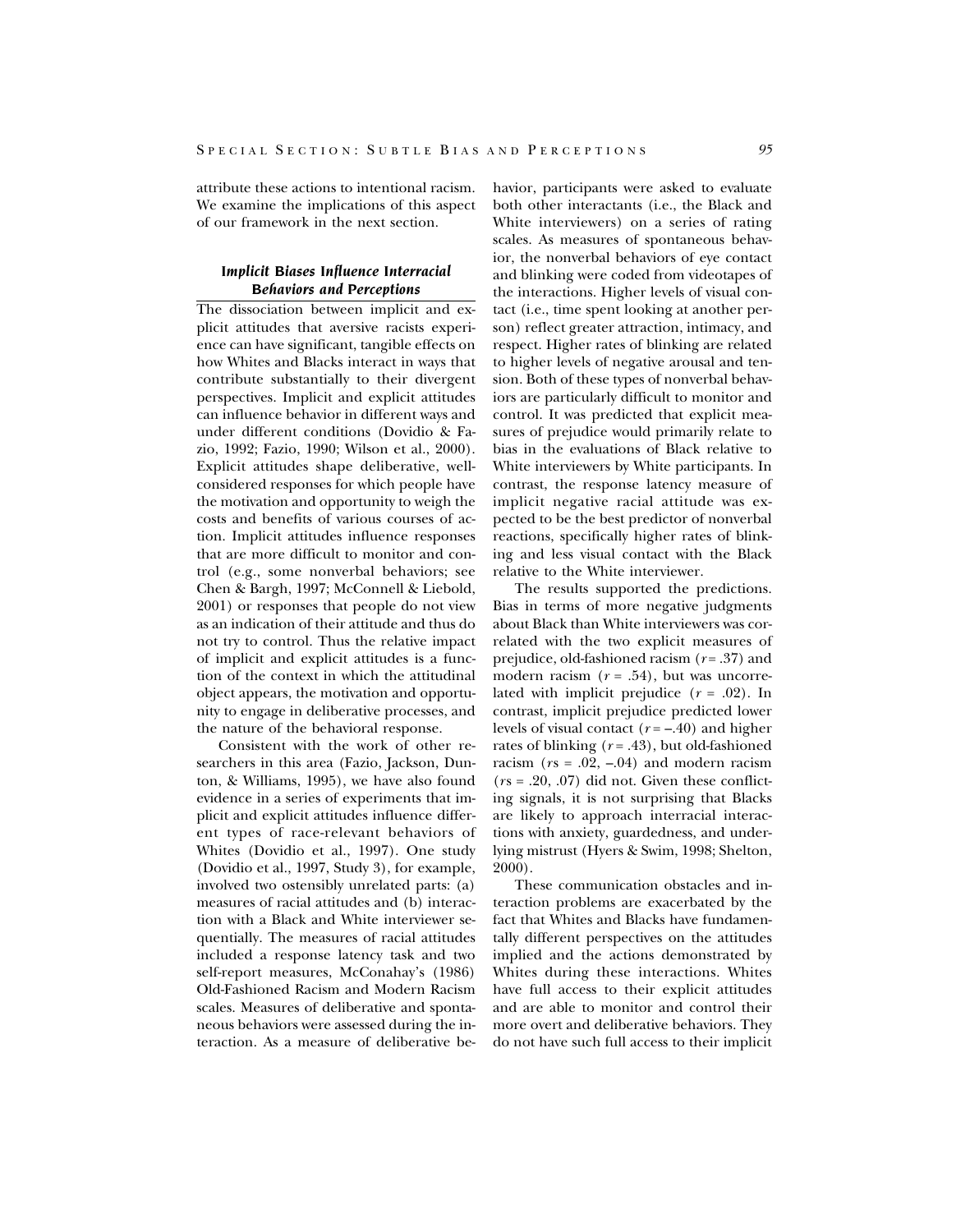attribute these actions to intentional racism. We examine the implications of this aspect of our framework in the next section.

### *Implicit Biases Influence Interracial Behaviors and Perceptions*

The dissociation between implicit and explicit attitudes that aversive racists experience can have significant, tangible effects on how Whites and Blacks interact in ways that contribute substantially to their divergent perspectives. Implicit and explicit attitudes can influence behavior in different ways and under different conditions (Dovidio & Fazio, 1992; Fazio, 1990; Wilson et al., 2000). Explicit attitudes shape deliberative, well-considered responses for which people have the motivation and opportunity to weigh the costs and benefits of various courses of action. Implicit attitudes influence responses that are more difficult to monitor and control (e.g., some nonverbal behaviors; see Chen & Bargh, 1997; McConnell & Liebold, 2001) or responses that people do not view as an indication of their attitude and thus do not try to control. Thus the relative impact of implicit and explicit attitudes is a function of the context in which the attitudinal object appears, the motivation and opportunity to engage in deliberative processes, and the nature of the behavioral response.

Consistent with the work of other researchers in this area (Fazio, Jackson, Dunton, & Williams, 1995), we have also found evidence in a series of experiments that implicit and explicit attitudes influence different types of race-relevant behaviors of Whites (Dovidio et al., 1997). One study (Dovidio et al., 1997, Study 3), for example, involved two ostensibly unrelated parts: (a) measures of racial attitudes and (b) interaction with a Black and White interviewer sequentially. The measures of racial attitudes included a response latency task and two self-report measures, McConahay's (1986) Old-Fashioned Racism and Modern Racism scales. Measures of deliberative and spontaneous behaviors were assessed during the interaction. As a measure of deliberative behavior, participants were asked to evaluate both other interactants (i.e., the Black and White interviewers) on a series of rating scales. As measures of spontaneous behavior, the nonverbal behaviors of eye contact and blinking were coded from videotapes of the interactions. Higher levels of visual contact (i.e., time spent looking at another person) reflect greater attraction, intimacy, and respect. Higher rates of blinking are related to higher levels of negative arousal and tension. Both of these types of nonverbal behaviors are particularly difficult to monitor and control. It was predicted that explicit measures of prejudice would primarily relate to bias in the evaluations of Black relative to White interviewers by White participants. In contrast, the response latency measure of implicit negative racial attitude was expected to be the best predictor of nonverbal reactions, specifically higher rates of blinking and less visual contact with the Black relative to the White interviewer.

The results supported the predictions. Bias in terms of more negative judgments about Black than White interviewers was correlated with the two explicit measures of prejudice, old-fashioned racism ($r = .37$) and modern racism ($r = .54$), but was uncorrelated with implicit prejudice ($r = .02$). In contrast, implicit prejudice predicted lower levels of visual contact ($r = -.40$) and higher rates of blinking ($r = .43$), but old-fashioned racism ($r$s $= .02, -.04$) and modern racism ($r$s $= .20, .07$) did not. Given these conflicting signals, it is not surprising that Blacks are likely to approach interracial interactions with anxiety, guardedness, and underlying mistrust (Hyers & Swim, 1998; Shelton, 2000).

These communication obstacles and interaction problems are exacerbated by the fact that Whites and Blacks have fundamentally different perspectives on the attitudes implied and the actions demonstrated by Whites during these interactions. Whites have full access to their explicit attitudes and are able to monitor and control their more overt and deliberative behaviors. They do not have such full access to their implicit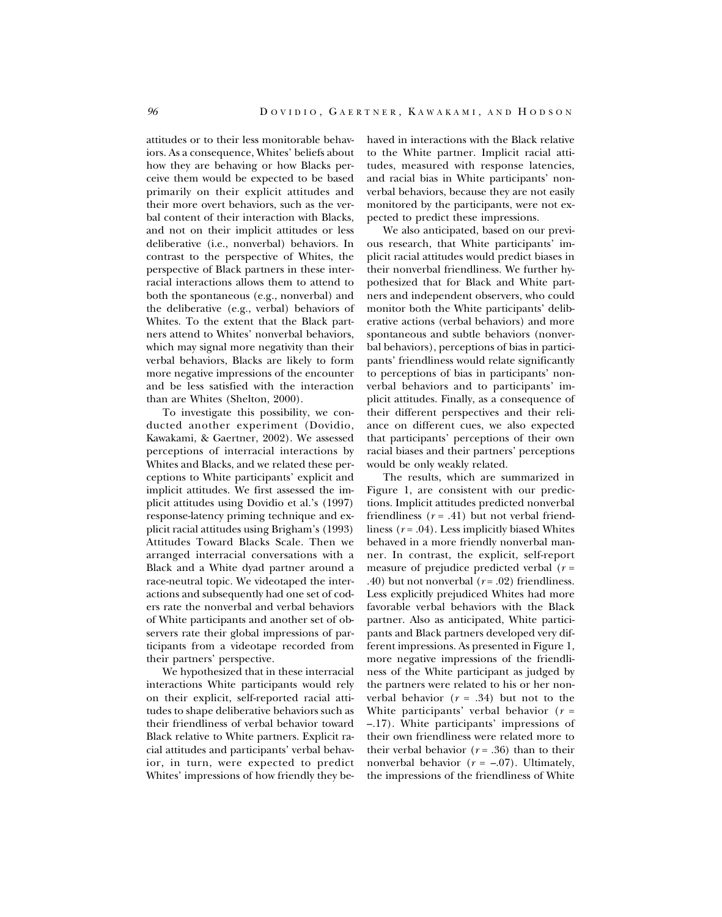attitudes or to their less monitorable behaviors. As a consequence, Whites' beliefs about how they are behaving or how Blacks perceive them would be expected to be based primarily on their explicit attitudes and their more overt behaviors, such as the verbal content of their interaction with Blacks, and not on their implicit attitudes or less deliberative (i.e., nonverbal) behaviors. In contrast to the perspective of Whites, the perspective of Black partners in these interracial interactions allows them to attend to both the spontaneous (e.g., nonverbal) and the deliberative (e.g., verbal) behaviors of Whites. To the extent that the Black partners attend to Whites' nonverbal behaviors, which may signal more negativity than their verbal behaviors, Blacks are likely to form more negative impressions of the encounter and be less satisfied with the interaction than are Whites (Shelton, 2000).

To investigate this possibility, we conducted another experiment (Dovidio, Kawakami, & Gaertner, 2002). We assessed perceptions of interracial interactions by Whites and Blacks, and we related these perceptions to White participants' explicit and implicit attitudes. We first assessed the implicit attitudes using Dovidio et al.'s (1997) response-latency priming technique and explicit racial attitudes using Brigham's (1993) Attitudes Toward Blacks Scale. Then we arranged interracial conversations with a Black and a White dyad partner around a race-neutral topic. We videotaped the interactions and subsequently had one set of coders rate the nonverbal and verbal behaviors of White participants and another set of observers rate their global impressions of participants from a videotape recorded from their partners' perspective.

We hypothesized that in these interracial interactions White participants would rely on their explicit, self-reported racial attitudes to shape deliberative behaviors such as their friendliness of verbal behavior toward Black relative to White partners. Explicit racial attitudes and participants' verbal behavior, in turn, were expected to predict Whites' impressions of how friendly they behaved in interactions with the Black relative to the White partner. Implicit racial attitudes, measured with response latencies, and racial bias in White participants' nonverbal behaviors, because they are not easily monitored by the participants, were not expected to predict these impressions.

We also anticipated, based on our previous research, that White participants' implicit racial attitudes would predict biases in their nonverbal friendliness. We further hypothesized that for Black and White partners and independent observers, who could monitor both the White participants' deliberative actions (verbal behaviors) and more spontaneous and subtle behaviors (nonverbal behaviors), perceptions of bias in participants' friendliness would relate significantly to perceptions of bias in participants' nonverbal behaviors and to participants' implicit attitudes. Finally, as a consequence of their different perspectives and their reliance on different cues, we also expected that participants' perceptions of their own racial biases and their partners' perceptions would be only weakly related.

The results, which are summarized in Figure 1, are consistent with our predictions. Implicit attitudes predicted nonverbal friendliness ($r = .41$) but not verbal friendliness ($r = .04$). Less implicitly biased Whites behaved in a more friendly nonverbal manner. In contrast, the explicit, self-report measure of prejudice predicted verbal ($r = .40$) but not nonverbal ($r = .02$) friendliness. Less explicitly prejudiced Whites had more favorable verbal behaviors with the Black partner. Also as anticipated, White participants and Black partners developed very different impressions. As presented in Figure 1, more negative impressions of the friendliness of the White participant as judged by the partners were related to his or her nonverbal behavior ($r = .34$) but not to the White participants' verbal behavior ($r = -.17$). White participants' impressions of their own friendliness were related more to their verbal behavior ($r = .36$) than to their nonverbal behavior ($r = -.07$). Ultimately, the impressions of the friendliness of White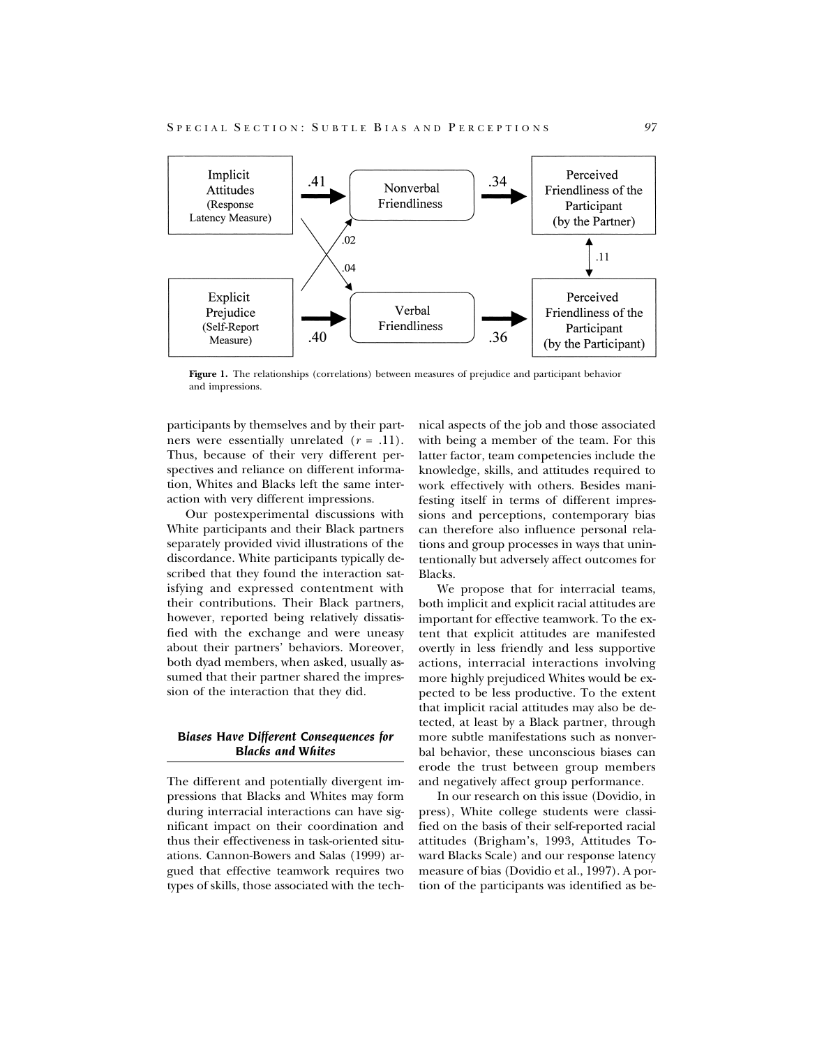**Figure 1.** The relationships (correlations) between measures of prejudice and participant behavior and impressions.

participants by themselves and by their partners were essentially unrelated ($r$ = .11). Thus, because of their very different perspectives and reliance on different information, Whites and Blacks left the same interaction with very different impressions.

Our postexperimental discussions with White participants and their Black partners separately provided vivid illustrations of the discordance. White participants typically described that they found the interaction satisfying and expressed contentment with their contributions. Their Black partners, however, reported being relatively dissatisfied with the exchange and were uneasy about their partners' behaviors. Moreover, both dyad members, when asked, usually assumed that their partner shared the impression of the interaction that they did.

### *Biases Have Different Consequences for Blacks and Whites*

The different and potentially divergent impressions that Blacks and Whites may form during interracial interactions can have significant impact on their coordination and thus their effectiveness in task-oriented situations. Cannon-Bowers and Salas (1999) argued that effective teamwork requires two types of skills, those associated with the technical aspects of the job and those associated with being a member of the team. For this latter factor, team competencies include the knowledge, skills, and attitudes required to work effectively with others. Besides manifesting itself in terms of different impressions and perceptions, contemporary bias can therefore also influence personal relations and group processes in ways that unintentionally but adversely affect outcomes for Blacks.

We propose that for interracial teams, both implicit and explicit racial attitudes are important for effective teamwork. To the extent that explicit attitudes are manifested overtly in less friendly and less supportive actions, interracial interactions involving more highly prejudiced Whites would be expected to be less productive. To the extent that implicit racial attitudes may also be detected, at least by a Black partner, through more subtle manifestations such as nonverbal behavior, these unconscious biases can erode the trust between group members and negatively affect group performance.

In our research on this issue (Dovidio, in press), White college students were classified on the basis of their self-reported racial attitudes (Brigham's, 1993, Attitudes Toward Blacks Scale) and our response latency measure of bias (Dovidio et al., 1997). A portion of the participants was identified as be-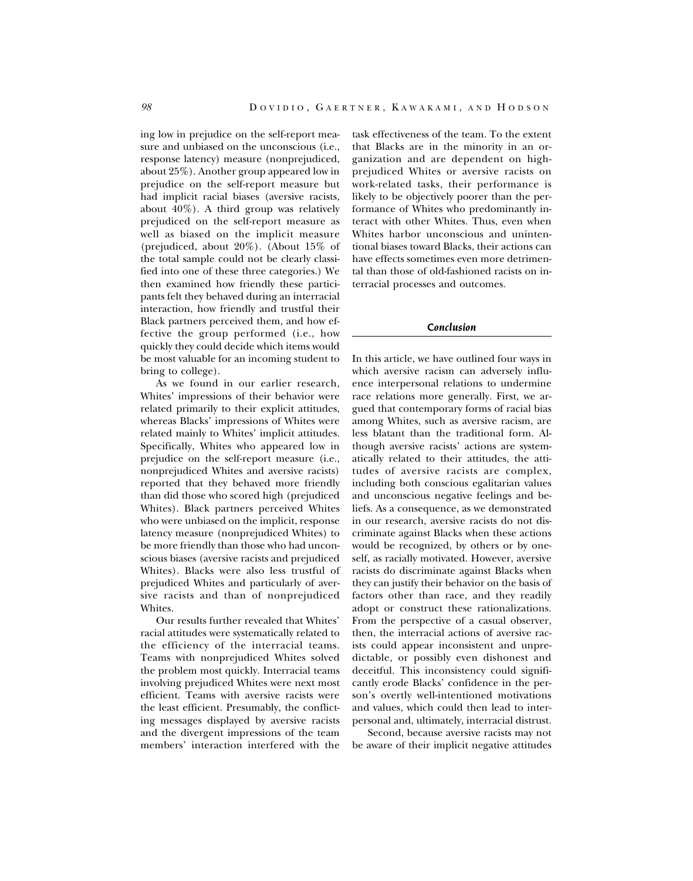ing low in prejudice on the self-report measure and unbiased on the unconscious (i.e., response latency) measure (nonprejudiced, about 25%). Another group appeared low in prejudice on the self-report measure but had implicit racial biases (aversive racists, about 40%). A third group was relatively prejudiced on the self-report measure as well as biased on the implicit measure (prejudiced, about 20%). (About 15% of the total sample could not be clearly classified into one of these three categories.) We then examined how friendly these participants felt they behaved during an interracial interaction, how friendly and trustful their Black partners perceived them, and how effective the group performed (i.e., how quickly they could decide which items would be most valuable for an incoming student to bring to college).

As we found in our earlier research, Whites' impressions of their behavior were related primarily to their explicit attitudes, whereas Blacks' impressions of Whites were related mainly to Whites' implicit attitudes. Specifically, Whites who appeared low in prejudice on the self-report measure (i.e., nonprejudiced Whites and aversive racists) reported that they behaved more friendly than did those who scored high (prejudiced Whites). Black partners perceived Whites who were unbiased on the implicit, response latency measure (nonprejudiced Whites) to be more friendly than those who had unconscious biases (aversive racists and prejudiced Whites). Blacks were also less trustful of prejudiced Whites and particularly of aversive racists and than of nonprejudiced Whites.

Our results further revealed that Whites' racial attitudes were systematically related to the efficiency of the interracial teams. Teams with nonprejudiced Whites solved the problem most quickly. Interracial teams involving prejudiced Whites were next most efficient. Teams with aversive racists were the least efficient. Presumably, the conflicting messages displayed by aversive racists and the divergent impressions of the team members' interaction interfered with the task effectiveness of the team. To the extent that Blacks are in the minority in an organization and are dependent on high-prejudiced Whites or aversive racists on work-related tasks, their performance is likely to be objectively poorer than the performance of Whites who predominantly interact with other Whites. Thus, even when Whites harbor unconscious and unintentional biases toward Blacks, their actions can have effects sometimes even more detrimental than those of old-fashioned racists on interracial processes and outcomes.

## Conclusion

In this article, we have outlined four ways in which aversive racism can adversely influence interpersonal relations to undermine race relations more generally. First, we argued that contemporary forms of racial bias among Whites, such as aversive racism, are less blatant than the traditional form. Although aversive racists' actions are systematically related to their attitudes, the attitudes of aversive racists are complex, including both conscious egalitarian values and unconscious negative feelings and beliefs. As a consequence, as we demonstrated in our research, aversive racists do not discriminate against Blacks when these actions would be recognized, by others or by oneself, as racially motivated. However, aversive racists do discriminate against Blacks when they can justify their behavior on the basis of factors other than race, and they readily adopt or construct these rationalizations. From the perspective of a casual observer, then, the interracial actions of aversive racists could appear inconsistent and unpredictable, or possibly even dishonest and deceitful. This inconsistency could significantly erode Blacks' confidence in the person's overtly well-intentioned motivations and values, which could then lead to interpersonal and, ultimately, interracial distrust.

Second, because aversive racists may not be aware of their implicit negative attitudes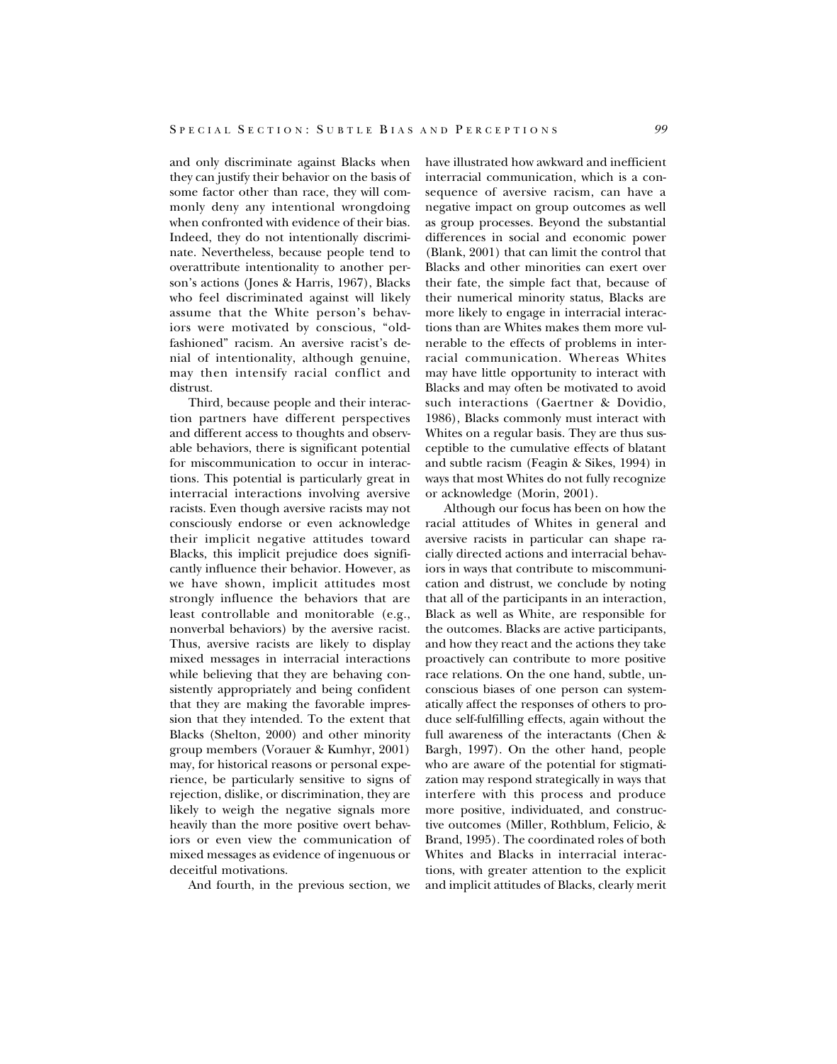and only discriminate against Blacks when they can justify their behavior on the basis of some factor other than race, they will commonly deny any intentional wrongdoing when confronted with evidence of their bias. Indeed, they do not intentionally discriminate. Nevertheless, because people tend to overattribute intentionality to another person's actions (Jones & Harris, 1967), Blacks who feel discriminated against will likely assume that the White person's behaviors were motivated by conscious, "old-fashioned" racism. An aversive racist's denial of intentionality, although genuine, may then intensify racial conflict and distrust.

Third, because people and their interaction partners have different perspectives and different access to thoughts and observable behaviors, there is significant potential for miscommunication to occur in interactions. This potential is particularly great in interracial interactions involving aversive racists. Even though aversive racists may not consciously endorse or even acknowledge their implicit negative attitudes toward Blacks, this implicit prejudice does significantly influence their behavior. However, as we have shown, implicit attitudes most strongly influence the behaviors that are least controllable and monitorable (e.g., nonverbal behaviors) by the aversive racist. Thus, aversive racists are likely to display mixed messages in interracial interactions while believing that they are behaving consistently appropriately and being confident that they are making the favorable impression that they intended. To the extent that Blacks (Shelton, 2000) and other minority group members (Vorauer & Kumhyr, 2001) may, for historical reasons or personal experience, be particularly sensitive to signs of rejection, dislike, or discrimination, they are likely to weigh the negative signals more heavily than the more positive overt behaviors or even view the communication of mixed messages as evidence of ingenuous or deceitful motivations.

And fourth, in the previous section, we have illustrated how awkward and inefficient interracial communication, which is a consequence of aversive racism, can have a negative impact on group outcomes as well as group processes. Beyond the substantial differences in social and economic power (Blank, 2001) that can limit the control that Blacks and other minorities can exert over their fate, the simple fact that, because of their numerical minority status, Blacks are more likely to engage in interracial interactions than are Whites makes them more vulnerable to the effects of problems in interracial communication. Whereas Whites may have little opportunity to interact with Blacks and may often be motivated to avoid such interactions (Gaertner & Dovidio, 1986), Blacks commonly must interact with Whites on a regular basis. They are thus susceptible to the cumulative effects of blatant and subtle racism (Feagin & Sikes, 1994) in ways that most Whites do not fully recognize or acknowledge (Morin, 2001).

Although our focus has been on how the racial attitudes of Whites in general and aversive racists in particular can shape racially directed actions and interracial behaviors in ways that contribute to miscommunication and distrust, we conclude by noting that all of the participants in an interaction, Black as well as White, are responsible for the outcomes. Blacks are active participants, and how they react and the actions they take proactively can contribute to more positive race relations. On the one hand, subtle, unconscious biases of one person can systematically affect the responses of others to produce self-fulfilling effects, again without the full awareness of the interactants (Chen & Bargh, 1997). On the other hand, people who are aware of the potential for stigmatization may respond strategically in ways that interfere with this process and produce more positive, individuated, and constructive outcomes (Miller, Rothblum, Felicio, & Brand, 1995). The coordinated roles of both Whites and Blacks in interracial interactions, with greater attention to the explicit and implicit attitudes of Blacks, clearly merit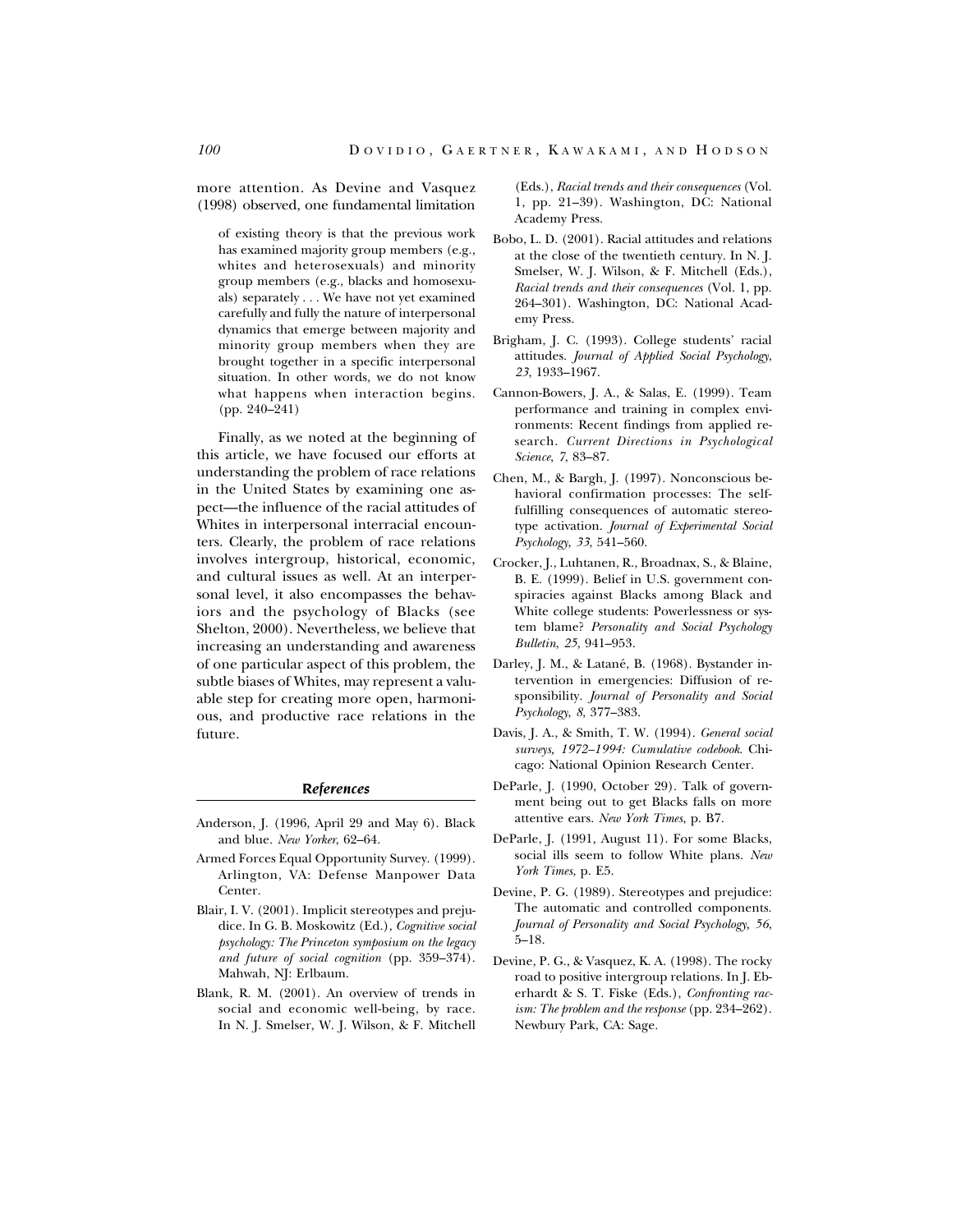more attention. As Devine and Vasquez (1998) observed, one fundamental limitation

> of existing theory is that the previous work has examined majority group members (e.g., whites and heterosexuals) and minority group members (e.g., blacks and homosexuals) separately . . . We have not yet examined carefully and fully the nature of interpersonal dynamics that emerge between majority and minority group members when they are brought together in a specific interpersonal situation. In other words, we do not know what happens when interaction begins. (pp. 240–241)

Finally, as we noted at the beginning of this article, we have focused our efforts at understanding the problem of race relations in the United States by examining one aspect—the influence of the racial attitudes of Whites in interpersonal interracial encounters. Clearly, the problem of race relations involves intergroup, historical, economic, and cultural issues as well. At an interpersonal level, it also encompasses the behaviors and the psychology of Blacks (see Shelton, 2000). Nevertheless, we believe that increasing an understanding and awareness of one particular aspect of this problem, the subtle biases of Whites, may represent a valuable step for creating more open, harmonious, and productive race relations in the future.

## References

Anderson, J. (1996, April 29 and May 6). Black and blue. *New Yorker*, 62–64.

Armed Forces Equal Opportunity Survey. (1999). Arlington, VA: Defense Manpower Data Center.

Blair, I. V. (2001). Implicit stereotypes and prejudice. In G. B. Moskowitz (Ed.), *Cognitive social psychology: The Princeton symposium on the legacy and future of social cognition* (pp. 359–374). Mahwah, NJ: Erlbaum.

Blank, R. M. (2001). An overview of trends in social and economic well-being, by race. In N. J. Smelser, W. J. Wilson, & F. Mitchell (Eds.), *Racial trends and their consequences* (Vol. 1, pp. 21–39). Washington, DC: National Academy Press.

Bobo, L. D. (2001). Racial attitudes and relations at the close of the twentieth century. In N. J. Smelser, W. J. Wilson, & F. Mitchell (Eds.), *Racial trends and their consequences* (Vol. 1, pp. 264–301). Washington, DC: National Academy Press.

Brigham, J. C. (1993). College students' racial attitudes. *Journal of Applied Social Psychology*, *23*, 1933–1967.

Cannon-Bowers, J. A., & Salas, E. (1999). Team performance and training in complex environments: Recent findings from applied research. *Current Directions in Psychological Science*, *7*, 83–87.

Chen, M., & Bargh, J. (1997). Nonconscious behavioral confirmation processes: The self-fulfilling consequences of automatic stereotype activation. *Journal of Experimental Social Psychology*, *33*, 541–560.

Crocker, J., Luhtanen, R., Broadnax, S., & Blaine, B. E. (1999). Belief in U.S. government conspiracies against Blacks among Black and White college students: Powerlessness or system blame? *Personality and Social Psychology Bulletin*, *25*, 941–953.

Darley, J. M., & Latané, B. (1968). Bystander intervention in emergencies: Diffusion of responsibility. *Journal of Personality and Social Psychology*, *8*, 377–383.

Davis, J. A., & Smith, T. W. (1994). *General social surveys, 1972–1994: Cumulative codebook*. Chicago: National Opinion Research Center.

DeParle, J. (1990, October 29). Talk of government being out to get Blacks falls on more attentive ears. *New York Times*, p. B7.

DeParle, J. (1991, August 11). For some Blacks, social ills seem to follow White plans. *New York Times*, p. E5.

Devine, P. G. (1989). Stereotypes and prejudice: The automatic and controlled components. *Journal of Personality and Social Psychology*, *56*, 5–18.

Devine, P. G., & Vasquez, K. A. (1998). The rocky road to positive intergroup relations. In J. Eberhardt & S. T. Fiske (Eds.), *Confronting racism: The problem and the response* (pp. 234–262). Newbury Park, CA: Sage.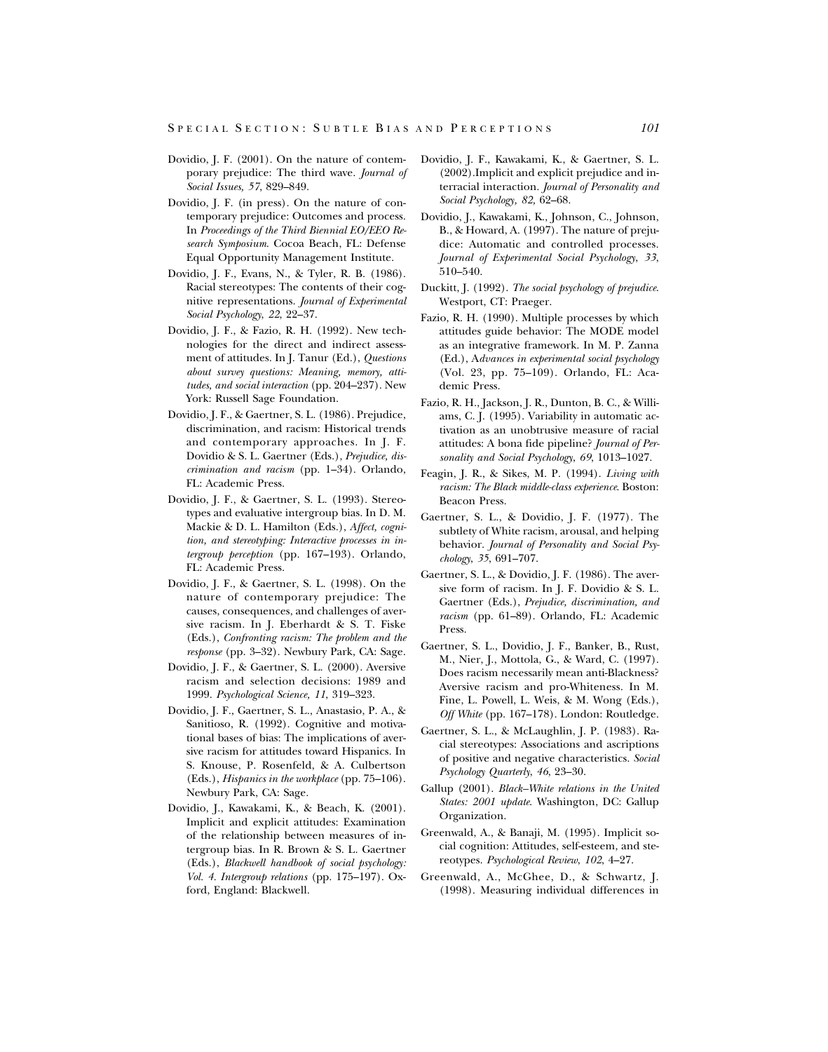Dovidio, J. F. (2001). On the nature of contemporary prejudice: The third wave. *Journal of Social Issues, 57*, 829–849.

Dovidio, J. F. (in press). On the nature of contemporary prejudice: Outcomes and process. In *Proceedings of the Third Biennial EO/EEO Research Symposium*. Cocoa Beach, FL: Defense Equal Opportunity Management Institute.

Dovidio, J. F., Evans, N., & Tyler, R. B. (1986). Racial stereotypes: The contents of their cognitive representations. *Journal of Experimental Social Psychology, 22*, 22–37.

Dovidio, J. F., & Fazio, R. H. (1992). New technologies for the direct and indirect assessment of attitudes. In J. Tanur (Ed.), *Questions about survey questions: Meaning, memory, attitudes, and social interaction* (pp. 204–237). New York: Russell Sage Foundation.

Dovidio, J. F., & Gaertner, S. L. (1986). Prejudice, discrimination, and racism: Historical trends and contemporary approaches. In J. F. Dovidio & S. L. Gaertner (Eds.), *Prejudice, discrimination and racism* (pp. 1–34). Orlando, FL: Academic Press.

Dovidio, J. F., & Gaertner, S. L. (1993). Stereotypes and evaluative intergroup bias. In D. M. Mackie & D. L. Hamilton (Eds.), *Affect, cognition, and stereotyping: Interactive processes in intergroup perception* (pp. 167–193). Orlando, FL: Academic Press.

Dovidio, J. F., & Gaertner, S. L. (1998). On the nature of contemporary prejudice: The causes, consequences, and challenges of aversive racism. In J. Eberhardt & S. T. Fiske (Eds.), *Confronting racism: The problem and the response* (pp. 3–32). Newbury Park, CA: Sage.

Dovidio, J. F., & Gaertner, S. L. (2000). Aversive racism and selection decisions: 1989 and 1999. *Psychological Science, 11*, 319–323.

Dovidio, J. F., Gaertner, S. L., Anastasio, P. A., & Sanitioso, R. (1992). Cognitive and motivational bases of bias: The implications of aversive racism for attitudes toward Hispanics. In S. Knouse, P. Rosenfeld, & A. Culbertson (Eds.), *Hispanics in the workplace* (pp. 75–106). Newbury Park, CA: Sage.

Dovidio, J., Kawakami, K., & Beach, K. (2001). Implicit and explicit attitudes: Examination of the relationship between measures of intergroup bias. In R. Brown & S. L. Gaertner (Eds.), *Blackwell handbook of social psychology: Vol. 4. Intergroup relations* (pp. 175–197). Oxford, England: Blackwell.

Dovidio, J. F., Kawakami, K., & Gaertner, S. L. (2002).Implicit and explicit prejudice and interracial interaction. *Journal of Personality and Social Psychology, 82,* 62–68.

Dovidio, J., Kawakami, K., Johnson, C., Johnson, B., & Howard, A. (1997). The nature of prejudice: Automatic and controlled processes. *Journal of Experimental Social Psychology, 33*, 510–540.

Duckitt, J. (1992). *The social psychology of prejudice*. Westport, CT: Praeger.

Fazio, R. H. (1990). Multiple processes by which attitudes guide behavior: The MODE model as an integrative framework. In M. P. Zanna (Ed.), *Advances in experimental social psychology* (Vol. 23, pp. 75–109). Orlando, FL: Academic Press.

Fazio, R. H., Jackson, J. R., Dunton, B. C., & Williams, C. J. (1995). Variability in automatic activation as an unobtrusive measure of racial attitudes: A bona fide pipeline? *Journal of Personality and Social Psychology, 69*, 1013–1027.

Feagin, J. R., & Sikes, M. P. (1994). *Living with racism: The Black middle-class experience*. Boston: Beacon Press.

Gaertner, S. L., & Dovidio, J. F. (1977). The subtlety of White racism, arousal, and helping behavior. *Journal of Personality and Social Psychology, 35*, 691–707.

Gaertner, S. L., & Dovidio, J. F. (1986). The aversive form of racism. In J. F. Dovidio & S. L. Gaertner (Eds.), *Prejudice, discrimination, and racism* (pp. 61–89). Orlando, FL: Academic Press.

Gaertner, S. L., Dovidio, J. F., Banker, B., Rust, M., Nier, J., Mottola, G., & Ward, C. (1997). Does racism necessarily mean anti-Blackness? Aversive racism and pro-Whiteness. In M. Fine, L. Powell, L. Weis, & M. Wong (Eds.), *Off White* (pp. 167–178). London: Routledge.

Gaertner, S. L., & McLaughlin, J. P. (1983). Racial stereotypes: Associations and ascriptions of positive and negative characteristics. *Social Psychology Quarterly, 46*, 23–30.

Gallup (2001). *Black–White relations in the United States: 2001 update*. Washington, DC: Gallup Organization.

Greenwald, A., & Banaji, M. (1995). Implicit social cognition: Attitudes, self-esteem, and stereotypes. *Psychological Review, 102*, 4–27.

Greenwald, A., McGhee, D., & Schwartz, J. (1998). Measuring individual differences in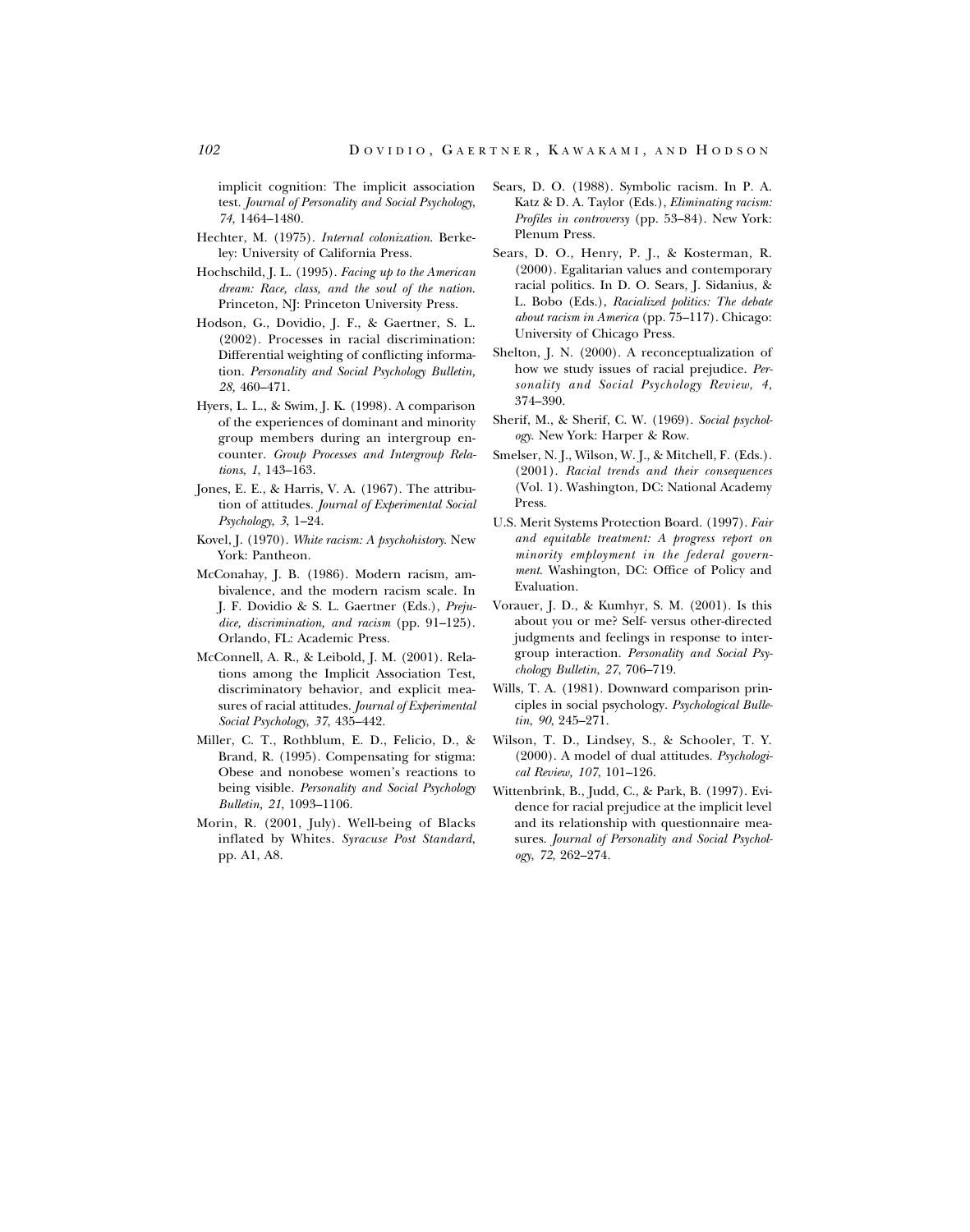implicit cognition: The implicit association test. *Journal of Personality and Social Psychology, 74*, 1464–1480.

Hechter, M. (1975). *Internal colonization*. Berkeley: University of California Press.

Hochschild, J. L. (1995). *Facing up to the American dream: Race, class, and the soul of the nation*. Princeton, NJ: Princeton University Press.

Hodson, G., Dovidio, J. F., & Gaertner, S. L. (2002). Processes in racial discrimination: Differential weighting of conflicting information. *Personality and Social Psychology Bulletin, 28*, 460–471.

Hyers, L. L., & Swim, J. K. (1998). A comparison of the experiences of dominant and minority group members during an intergroup encounter. *Group Processes and Intergroup Relations, 1*, 143–163.

Jones, E. E., & Harris, V. A. (1967). The attribution of attitudes. *Journal of Experimental Social Psychology, 3*, 1–24.

Kovel, J. (1970). *White racism: A psychohistory*. New York: Pantheon.

McConahay, J. B. (1986). Modern racism, ambivalence, and the modern racism scale. In J. F. Dovidio & S. L. Gaertner (Eds.), *Prejudice, discrimination, and racism* (pp. 91–125). Orlando, FL: Academic Press.

McConnell, A. R., & Leibold, J. M. (2001). Relations among the Implicit Association Test, discriminatory behavior, and explicit measures of racial attitudes. *Journal of Experimental Social Psychology, 37*, 435–442.

Miller, C. T., Rothblum, E. D., Felicio, D., & Brand, R. (1995). Compensating for stigma: Obese and nonobese women's reactions to being visible. *Personality and Social Psychology Bulletin, 21*, 1093–1106.

Morin, R. (2001, July). Well-being of Blacks inflated by Whites. *Syracuse Post Standard*, pp. A1, A8.

Sears, D. O. (1988). Symbolic racism. In P. A. Katz & D. A. Taylor (Eds.), *Eliminating racism: Profiles in controversy* (pp. 53–84). New York: Plenum Press.

Sears, D. O., Henry, P. J., & Kosterman, R. (2000). Egalitarian values and contemporary racial politics. In D. O. Sears, J. Sidanius, & L. Bobo (Eds.), *Racialized politics: The debate about racism in America* (pp. 75–117). Chicago: University of Chicago Press.

Shelton, J. N. (2000). A reconceptualization of how we study issues of racial prejudice. *Personality and Social Psychology Review, 4*, 374–390.

Sherif, M., & Sherif, C. W. (1969). *Social psychology*. New York: Harper & Row.

Smelser, N. J., Wilson, W. J., & Mitchell, F. (Eds.). (2001). *Racial trends and their consequences* (Vol. 1). Washington, DC: National Academy Press.

U.S. Merit Systems Protection Board. (1997). *Fair and equitable treatment: A progress report on minority employment in the federal government*. Washington, DC: Office of Policy and Evaluation.

Vorauer, J. D., & Kumhyr, S. M. (2001). Is this about you or me? Self- versus other-directed judgments and feelings in response to intergroup interaction. *Personality and Social Psychology Bulletin, 27*, 706–719.

Wills, T. A. (1981). Downward comparison principles in social psychology. *Psychological Bulletin, 90*, 245–271.

Wilson, T. D., Lindsey, S., & Schooler, T. Y. (2000). A model of dual attitudes. *Psychological Review, 107*, 101–126.

Wittenbrink, B., Judd, C., & Park, B. (1997). Evidence for racial prejudice at the implicit level and its relationship with questionnaire measures. *Journal of Personality and Social Psychology, 72*, 262–274.